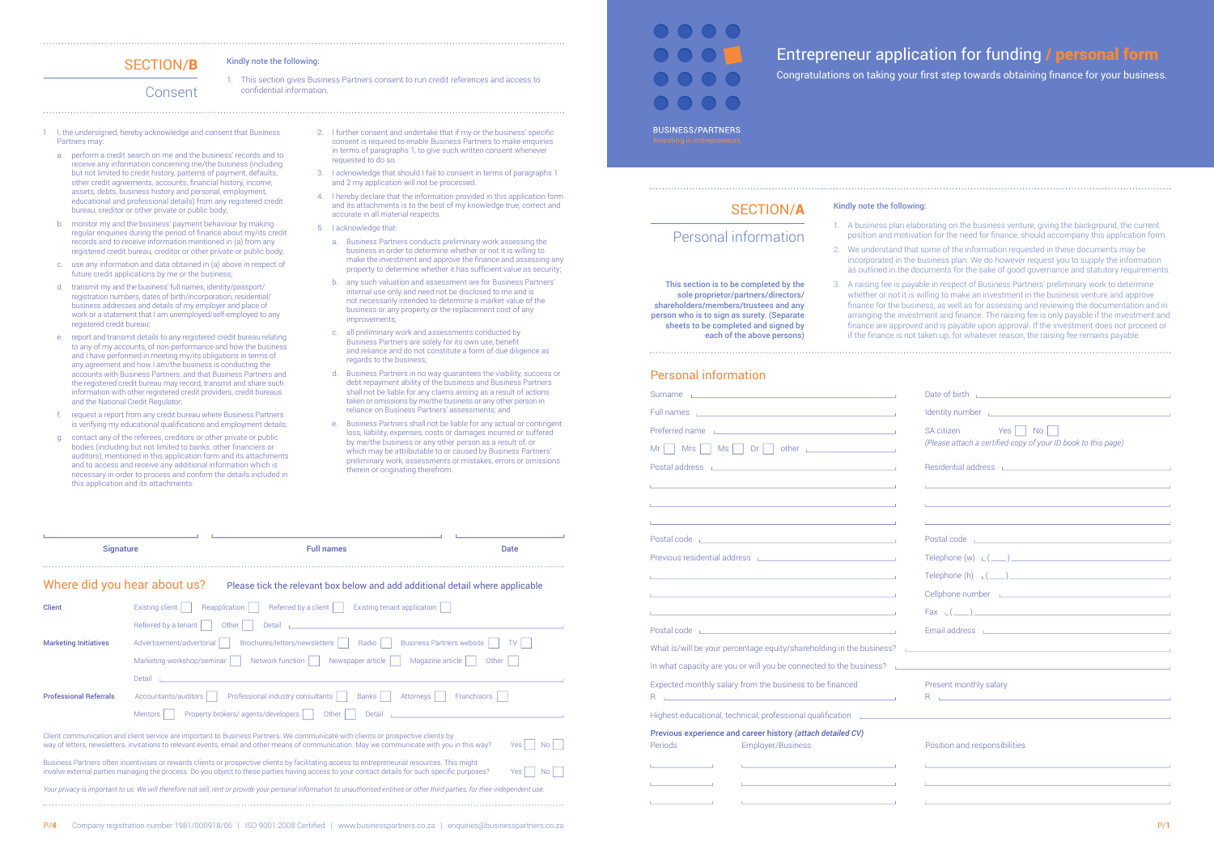# Entrepreneur application for funding / personal form

Congratulations on taking your first step towards obtaining finance for your business.

BUSINESS/PARTNERS
Investing in entrepreneurs

## SECTION/A
## Personal information

**This section is to be completed by the sole proprietor/partners/directors/ shareholders/members/trustees and any person who is to sign as surety. (Separate sheets to be completed and signed by each of the above persons)**

**Kindly note the following:**

1. A business plan elaborating on the business venture, giving the background, the current position and motivation for the need for finance, should accompany this application form.
2. We understand that some of the information requested in these documents may be incorporated in the business plan. We do however request you to supply the information as outlined in the documents for the sake of good governance and statutory requirements.
3. A raising fee is payable in respect of Business Partners' preliminary work to determine whether or not it is willing to make an investment in the business venture and approve finance for the business, as well as for assessing and reviewing the documentation and in arranging the investment and finance. The raising fee is only payable if the investment and finance are approved and is payable upon approval. If the investment does not proceed or if the finance is not taken up, for whatever reason, the raising fee remains payable.

### Personal information

Surname ______________________ Date of birth ______________________

Full names ______________________ Identity number ______________________

Preferred name ______________________ SA citizen Yes ☐ No ☐
*(Please attach a certified copy of your ID book to this page)*

Mr ☐ Mrs ☐ Ms ☐ Dr ☐ other ______________________

Postal address ______________________ Residential address ______________________

Postal code ______________________ Postal code ______________________

Previous residential address ______________________ Telephone (w) (___) ______________________

Telephone (h) (___) ______________________

Cellphone number ______________________

Fax (___) ______________________

Postal code ______________________ Email address ______________________

What is/will be your percentage equity/shareholding in the business? ______________________

In what capacity are you or will you be connected to the business? ______________________

Expected monthly salary from the business to be financed R ______________________ Present monthly salary R ______________________

Highest educational, technical, professional qualification ______________________

**Previous experience and career history *(attach detailed CV)***

| Periods | Employer/Business | Position and responsibilities |
|---|---|---|
| | | |
| | | |
| | | |

## SECTION/B
## Consent

**Kindly note the following:**

1. This section gives Business Partners consent to run credit references and access to confidential information.

1. I, the undersigned, hereby acknowledge and consent that Business Partners may:
   a. perform a credit search on me and the business' records and to receive any information concerning me/the business (including but not limited to credit history, patterns of payment, defaults, other credit agreements, accounts, financial history, income, assets, debts, business history and personal, employment, educational and professional details) from any registered credit bureau, creditor or other private or public body;
   b. monitor my and the business' payment behaviour by making regular enquiries during the period of finance about my/its credit records and to receive information mentioned in (a) from any registered credit bureau, creditor or other private or public body;
   c. use any information and data obtained in (a) above in respect of future credit applications by me or the business;
   d. transmit my and the business' full names, identity/passport/ registration numbers, dates of birth/incorporation, residential/ business addresses and details of my employer and place of work or a statement that I am unemployed/self-employed to any registered credit bureau;
   e. report and transmit details to any registered credit bureau relating to any of my accounts, of non-performance and how the business and I have performed in meeting my/its obligations in terms of any agreement and how I am/the business is conducting the accounts with Business Partners; and that Business Partners and the registered credit bureau may record, transmit and share such information with other registered credit providers, credit bureaus and the National Credit Regulator;
   f. request a report from any credit bureau where Business Partners is verifying my educational qualifications and employment details;
   g. contact any of the referees, creditors or other private or public bodies (including but not limited to banks, other financiers or auditors), mentioned in this application form and its attachments and to access and receive any additional information which is necessary in order to process and confirm the details included in this application and its attachments.
2. I further consent and undertake that if my or the business' specific consent is required to enable Business Partners to make enquiries in terms of paragraphs 1, to give such written consent whenever requested to do so.
3. I acknowledge that should I fail to consent in terms of paragraphs 1 and 2 my application will not be processed.
4. I hereby declare that the information provided in this application form and its attachments is to the best of my knowledge true, correct and accurate in all material respects.
5. I acknowledge that:
   a. Business Partners conducts preliminary work assessing the business in order to determine whether or not it is willing to make the investment and approve the finance and assessing any property to determine whether it has sufficient value as security;
   b. any such valuation and assessment are for Business Partners' internal use only and need not be disclosed to me and is not necessarily intended to determine a market value of the business or any property or the replacement cost of any improvements;
   c. all preliminary work and assessments conducted by Business Partners are solely for its own use, benefit and reliance and do not constitute a form of due diligence as regards to the business;
   d. Business Partners in no way guarantees the viability, success or debt repayment ability of the business and Business Partners shall not be liable for any claims arising as a result of actions taken or omissions by me/the business or any other person in reliance on Business Partners' assessments; and
   e. Business Partners shall not be liable for any actual or contingent loss, liability, expenses, costs or damages incurred or suffered by me/the business or any other person as a result of, or which may be attributable to or caused by Business Partners' preliminary work, assessments or mistakes, errors or omissions therein or originating therefrom.

Signature ______________________ Full names ______________________ Date ______________________

### Where did you hear about us?

Please tick the relevant box below and add additional detail where applicable

**Client**
Existing client ☐ Reapplication ☐ Referred by a client ☐ Existing tenant application ☐
Referred by a tenant ☐ Other ☐ Detail ______________________

**Marketing Initiatives**
Advertisement/advertorial ☐ Brochures/letters/newsletters ☐ Radio ☐ Business Partners website ☐ TV ☐
Marketing workshop/seminar ☐ Network function ☐ Newspaper article ☐ Magazine article ☐ Other ☐
Detail ______________________

**Professional Referrals**
Accountants/auditors ☐ Professional industry consultants ☐ Banks ☐ Attorneys ☐ Franchisors ☐
Mentors ☐ Property brokers/ agents/developers ☐ Other ☐ Detail ______________________

Client communication and client service are important to Business Partners. We communicate with clients or prospective clients by way of letters, newsletters, invitations to relevant events, email and other means of communication. May we communicate with you in this way? Yes ☐ No ☐

Business Partners often incentivises or rewards clients or prospective clients by facilitating access to entrepreneurial resources. This might involve external parties managing the process. Do you object to these parties having access to your contact details for such specific purposes? Yes ☐ No ☐

*Your privacy is important to us. We will therefore not sell, rent or provide your personal information to unauthorised entities or other third parties, for their independent use.*

Company registration number 1981/000918/06 | ISO 9001:2008 Certified | www.businesspartners.co.za | enquiries@businesspartners.co.za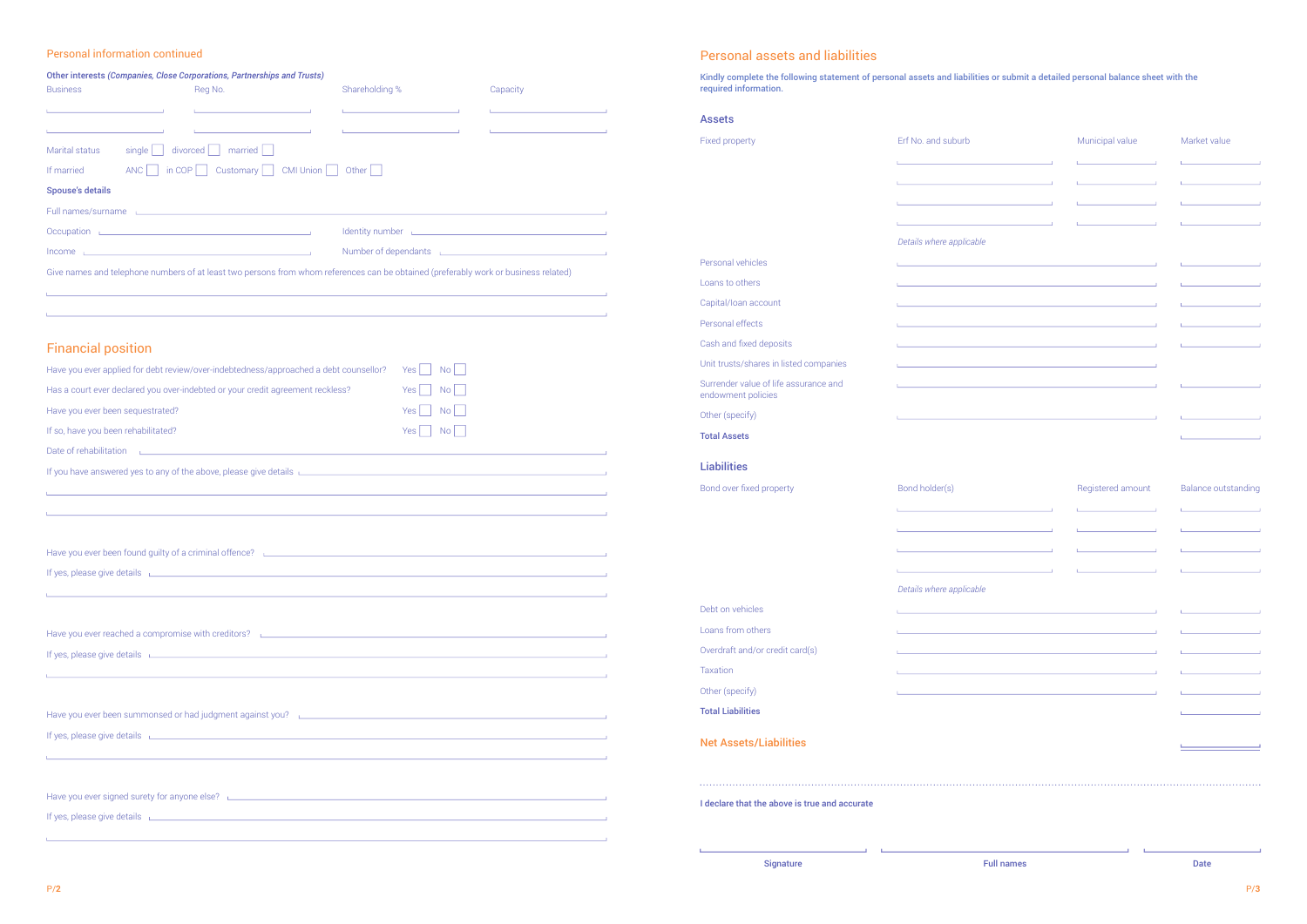## Personal information continued

**Other interests** ***(Companies, Close Corporations, Partnerships and Trusts)***

| Business | Reg No. | Shareholding % | Capacity |
|---|---|---|---|
| | | | |
| | | | |

Marital status  single ☐  divorced ☐  married ☐

If married  ANC ☐  in COP ☐  Customary ☐  CMI Union ☐  Other ☐

**Spouse's details**

Full names/surname

Occupation  Identity number

Income  Number of dependants

Give names and telephone numbers of at least two persons from whom references can be obtained (preferably work or business related)

## Financial position

Have you ever applied for debt review/over-indebtedness/approached a debt counsellor?  Yes ☐  No ☐

Has a court ever declared you over-indebted or your credit agreement reckless?  Yes ☐  No ☐

Have you ever been sequestrated?  Yes ☐  No ☐

If so, have you been rehabilitated?  Yes ☐  No ☐

Date of rehabilitation

If you have answered yes to any of the above, please give details

Have you ever been found guilty of a criminal offence?

If yes, please give details

Have you ever reached a compromise with creditors?

If yes, please give details

Have you ever been summonsed or had judgment against you?

If yes, please give details

Have you ever signed surety for anyone else?

If yes, please give details

## Personal assets and liabilities

**Kindly complete the following statement of personal assets and liabilities or submit a detailed personal balance sheet with the required information.**

### Assets

| Fixed property | Erf No. and suburb | Municipal value | Market value |
|---|---|---|---|
| | | | |
| | | | |
| | | | |
| | | | |
| | *Details where applicable* | | |
| Personal vehicles | | | |
| Loans to others | | | |
| Capital/loan account | | | |
| Personal effects | | | |
| Cash and fixed deposits | | | |
| Unit trusts/shares in listed companies | | | |
| Surrender value of life assurance and endowment policies | | | |
| Other (specify) | | | |
| **Total Assets** | | | |

### Liabilities

| Bond over fixed property | Bond holder(s) | Registered amount | Balance outstanding |
|---|---|---|---|
| | | | |
| | | | |
| | | | |
| | | | |
| | *Details where applicable* | | |
| Debt on vehicles | | | |
| Loans from others | | | |
| Overdraft and/or credit card(s) | | | |
| Taxation | | | |
| Other (specify) | | | |
| **Total Liabilities** | | | |

### Net Assets/Liabilities

**I declare that the above is true and accurate**

**Signature**  **Full names**  **Date**